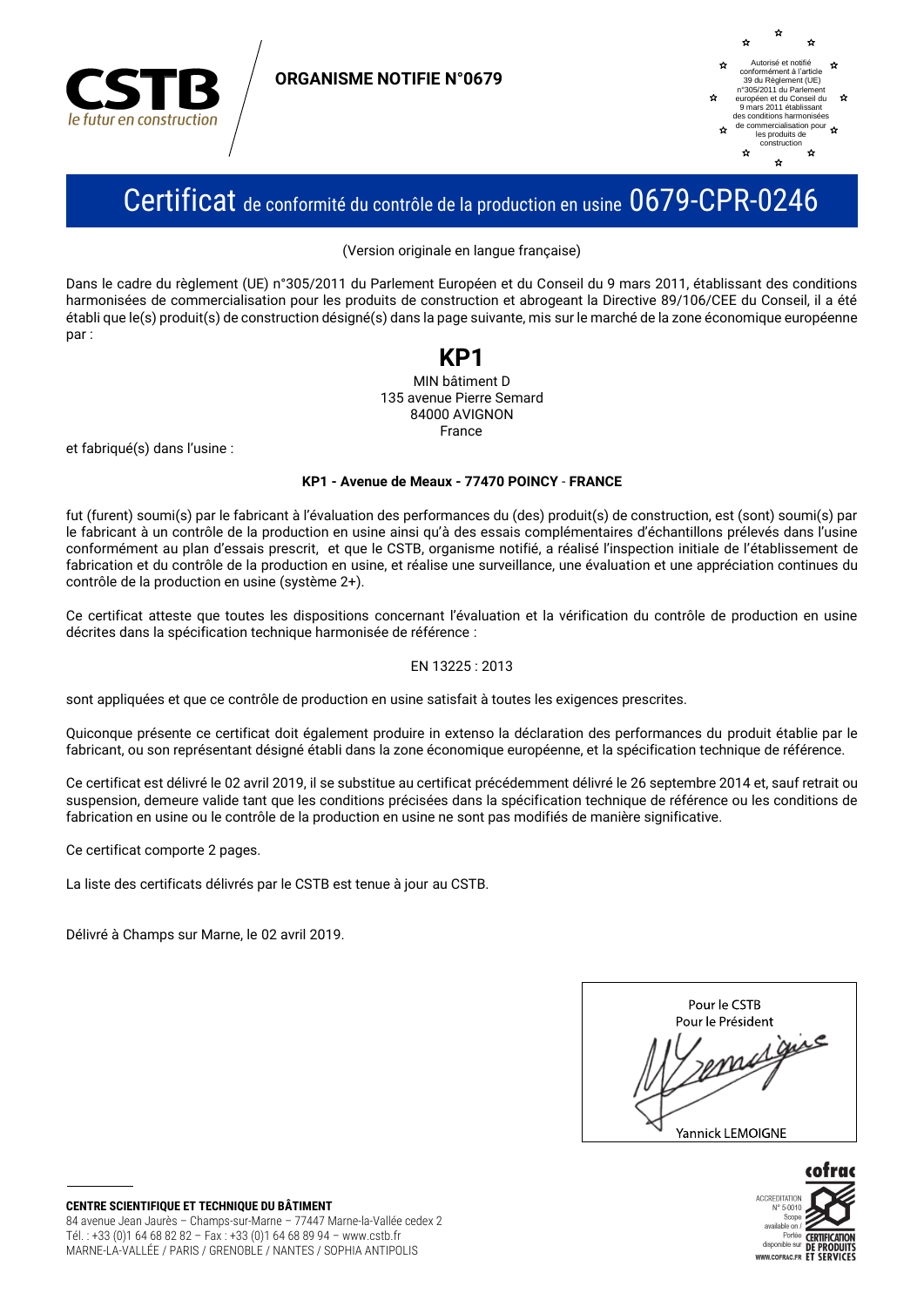CSTB
le futur en construction

**ORGANISME NOTIFIE N°0679**

Autorisé et notifié conformément à l'article 39 du Règlement (UE) n°305/2011 du Parlement européen et du Conseil du 9 mars 2011 établissant des conditions harmonisées de commercialisation pour les produits de construction

# Certificat de conformité du contrôle de la production en usine 0679-CPR-0246

(Version originale en langue française)

Dans le cadre du règlement (UE) n°305/2011 du Parlement Européen et du Conseil du 9 mars 2011, établissant des conditions harmonisées de commercialisation pour les produits de construction et abrogeant la Directive 89/106/CEE du Conseil, il a été établi que le(s) produit(s) de construction désigné(s) dans la page suivante, mis sur le marché de la zone économique européenne par :

**KP1**

MIN bâtiment D
135 avenue Pierre Semard
84000 AVIGNON
France

et fabriqué(s) dans l'usine :

**KP1 - Avenue de Meaux - 77470 POINCY - FRANCE**

fut (furent) soumi(s) par le fabricant à l'évaluation des performances du (des) produit(s) de construction, est (sont) soumi(s) par le fabricant à un contrôle de la production en usine ainsi qu'à des essais complémentaires d'échantillons prélevés dans l'usine conformément au plan d'essais prescrit, et que le CSTB, organisme notifié, a réalisé l'inspection initiale de l'établissement de fabrication et du contrôle de la production en usine, et réalise une surveillance, une évaluation et une appréciation continues du contrôle de la production en usine (système 2+).

Ce certificat atteste que toutes les dispositions concernant l'évaluation et la vérification du contrôle de production en usine décrites dans la spécification technique harmonisée de référence :

EN 13225 : 2013

sont appliquées et que ce contrôle de production en usine satisfait à toutes les exigences prescrites.

Quiconque présente ce certificat doit également produire in extenso la déclaration des performances du produit établie par le fabricant, ou son représentant désigné établi dans la zone économique européenne, et la spécification technique de référence.

Ce certificat est délivré le 02 avril 2019, il se substitue au certificat précédemment délivré le 26 septembre 2014 et, sauf retrait ou suspension, demeure valide tant que les conditions précisées dans la spécification technique de référence ou les conditions de fabrication en usine ou le contrôle de la production en usine ne sont pas modifiés de manière significative.

Ce certificat comporte 2 pages.

La liste des certificats délivrés par le CSTB est tenue à jour au CSTB.

Délivré à Champs sur Marne, le 02 avril 2019.

Pour le CSTB
Pour le Président

Yannick LEMOIGNE

**CENTRE SCIENTIFIQUE ET TECHNIQUE DU BÂTIMENT**
84 avenue Jean Jaurès – Champs-sur-Marne – 77447 Marne-la-Vallée cedex 2
Tél. : +33 (0)1 64 68 82 82 – Fax : +33 (0)1 64 68 89 94 – www.cstb.fr
MARNE-LA-VALLÉE / PARIS / GRENOBLE / NANTES / SOPHIA ANTIPOLIS

cofrac
ACCREDITATION N° 5-0010
Scope available on / Portée disponible sur WWW.COFRAC.FR
CERTIFICATION DE PRODUITS ET SERVICES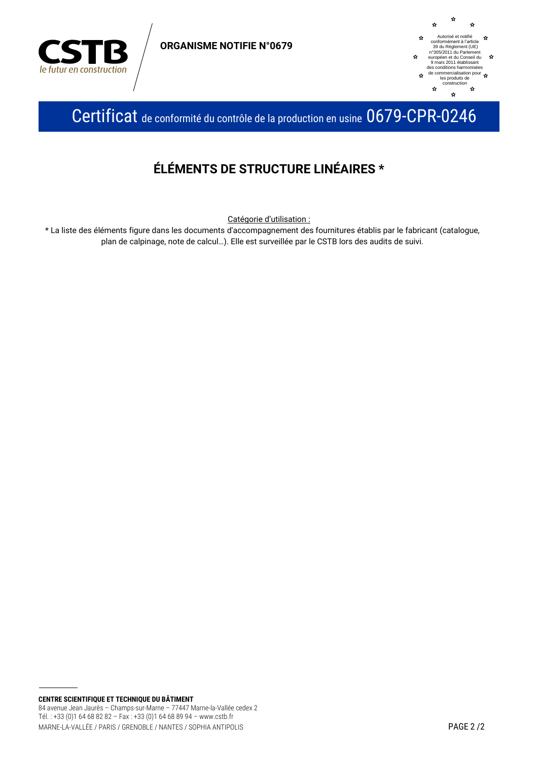**ORGANISME NOTIFIE N°0679**

Autorisé et notifié conformément à l'article 39 du Règlement (UE) n°305/2011 du Parlement européen et du Conseil du 9 mars 2011 établissant des conditions harmonisées de commercialisation pour les produits de construction

# Certificat de conformité du contrôle de la production en usine 0679-CPR-0246

## ÉLÉMENTS DE STRUCTURE LINÉAIRES *

Catégorie d'utilisation :

* La liste des éléments figure dans les documents d'accompagnement des fournitures établis par le fabricant (catalogue, plan de calpinage, note de calcul…). Elle est surveillée par le CSTB lors des audits de suivi.

**CENTRE SCIENTIFIQUE ET TECHNIQUE DU BÂTIMENT**
84 avenue Jean Jaurès – Champs-sur-Marne – 77447 Marne-la-Vallée cedex 2
Tél. : +33 (0)1 64 68 82 82 – Fax : +33 (0)1 64 68 89 94 – www.cstb.fr
MARNE-LA-VALLÉE / PARIS / GRENOBLE / NANTES / SOPHIA ANTIPOLIS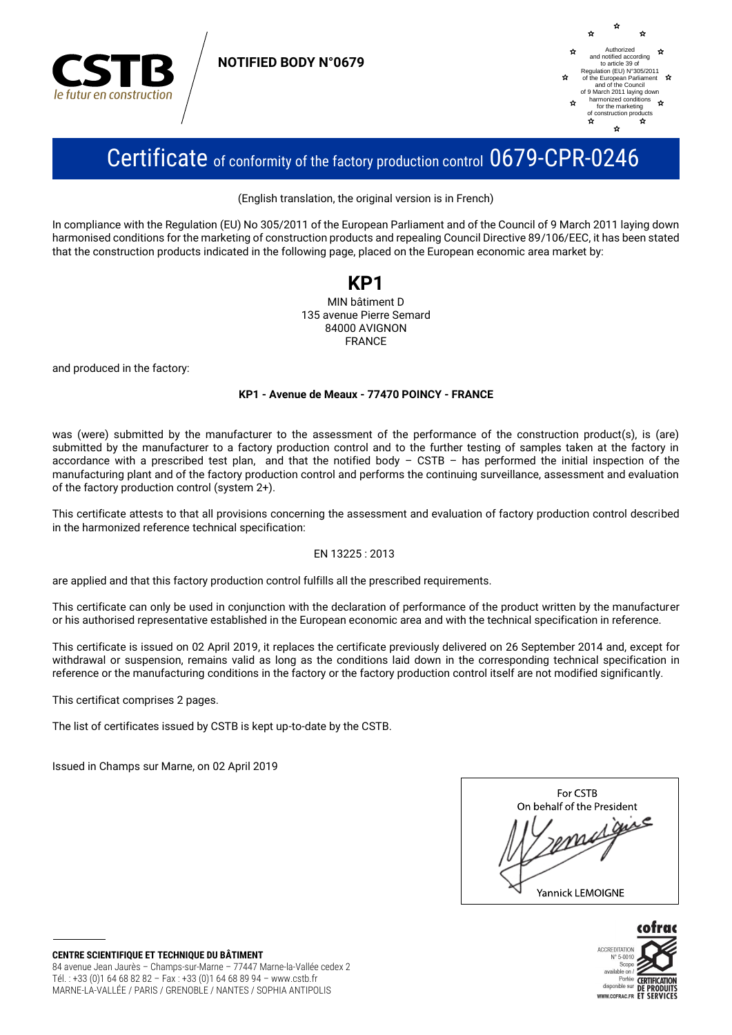NOTIFIED BODY N°0679

Authorized and notified according to article 39 of Regulation (EU) N°305/2011 of the European Parliament and of the Council of 9 March 2011 laying down harmonized conditions for the marketing of construction products

# Certificate of conformity of the factory production control 0679-CPR-0246

(English translation, the original version is in French)

In compliance with the Regulation (EU) No 305/2011 of the European Parliament and of the Council of 9 March 2011 laying down harmonised conditions for the marketing of construction products and repealing Council Directive 89/106/EEC, it has been stated that the construction products indicated in the following page, placed on the European economic area market by:

**KP1**
MIN bâtiment D
135 avenue Pierre Semard
84000 AVIGNON
FRANCE

and produced in the factory:

**KP1 - Avenue de Meaux - 77470 POINCY - FRANCE**

was (were) submitted by the manufacturer to the assessment of the performance of the construction product(s), is (are) submitted by the manufacturer to a factory production control and to the further testing of samples taken at the factory in accordance with a prescribed test plan, and that the notified body – CSTB – has performed the initial inspection of the manufacturing plant and of the factory production control and performs the continuing surveillance, assessment and evaluation of the factory production control (system 2+).

This certificate attests to that all provisions concerning the assessment and evaluation of factory production control described in the harmonized reference technical specification:

EN 13225 : 2013

are applied and that this factory production control fulfills all the prescribed requirements.

This certificate can only be used in conjunction with the declaration of performance of the product written by the manufacturer or his authorised representative established in the European economic area and with the technical specification in reference.

This certificate is issued on 02 April 2019, it replaces the certificate previously delivered on 26 September 2014 and, except for withdrawal or suspension, remains valid as long as the conditions laid down in the corresponding technical specification in reference or the manufacturing conditions in the factory or the factory production control itself are not modified significantly.

This certificat comprises 2 pages.

The list of certificates issued by CSTB is kept up-to-date by the CSTB.

Issued in Champs sur Marne, on 02 April 2019

For CSTB
On behalf of the President

Yannick LEMOIGNE

**CENTRE SCIENTIFIQUE ET TECHNIQUE DU BÂTIMENT**
84 avenue Jean Jaurès – Champs-sur-Marne – 77447 Marne-la-Vallée cedex 2
Tél. : +33 (0)1 64 68 82 82 – Fax : +33 (0)1 64 68 89 94 – www.cstb.fr
MARNE-LA-VALLÉE / PARIS / GRENOBLE / NANTES / SOPHIA ANTIPOLIS

cofrac ACCREDITATION N° 5-0010 Scope available on / Portée disponible sur WWW.COFRAC.FR CERTIFICATION DE PRODUITS ET SERVICES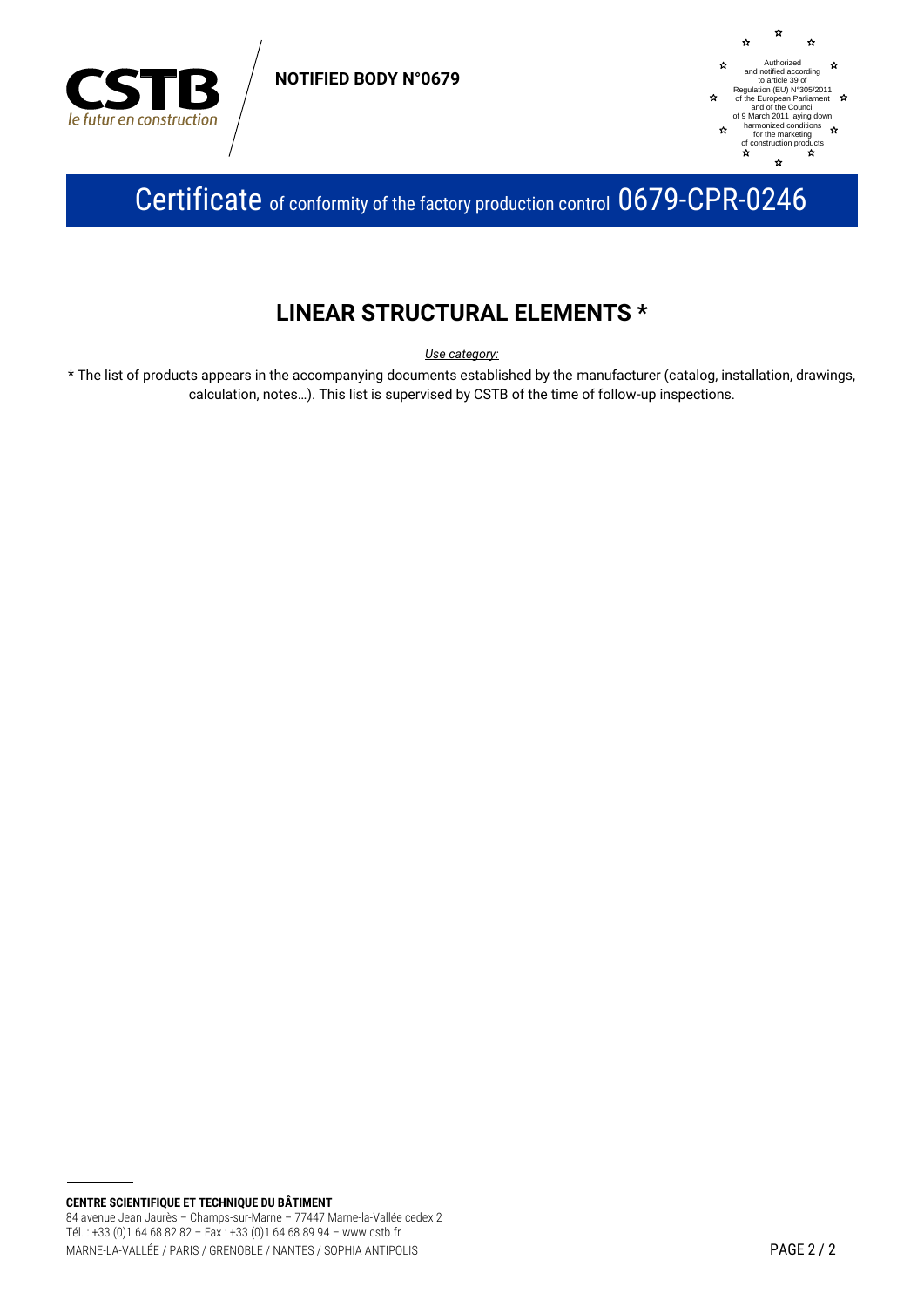**NOTIFIED BODY N°0679**

Authorized and notified according to article 39 of Regulation (EU) N°305/2011 of the European Parliament and of the Council of 9 March 2011 laying down harmonized conditions for the marketing of construction products

# Certificate of conformity of the factory production control 0679-CPR-0246

## LINEAR STRUCTURAL ELEMENTS *

*Use category:*

* The list of products appears in the accompanying documents established by the manufacturer (catalog, installation, drawings, calculation, notes…). This list is supervised by CSTB of the time of follow-up inspections.

**CENTRE SCIENTIFIQUE ET TECHNIQUE DU BÂTIMENT**
84 avenue Jean Jaurès – Champs-sur-Marne – 77447 Marne-la-Vallée cedex 2
Tél. : +33 (0)1 64 68 82 82 – Fax : +33 (0)1 64 68 89 94 – www.cstb.fr
MARNE-LA-VALLÉE / PARIS / GRENOBLE / NANTES / SOPHIA ANTIPOLIS